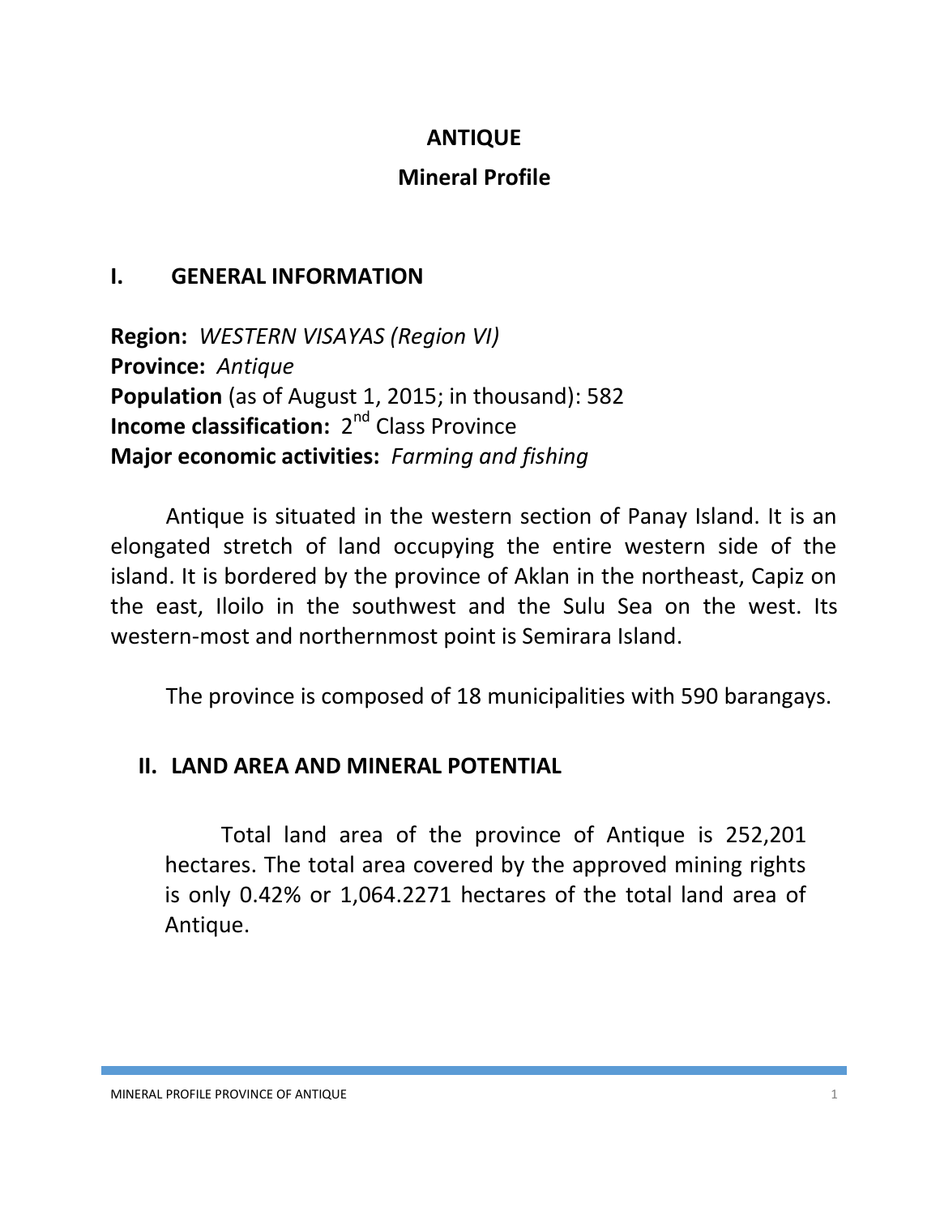# ANTIQUE

## Mineral Profile

## I. GENERAL INFORMATION

**Region:** *WESTERN VISAYAS (Region VI)*
**Province:** *Antique*
**Population** (as of August 1, 2015; in thousand): 582
**Income classification:** 2nd Class Province
**Major economic activities:** *Farming and fishing*

Antique is situated in the western section of Panay Island. It is an elongated stretch of land occupying the entire western side of the island. It is bordered by the province of Aklan in the northeast, Capiz on the east, Iloilo in the southwest and the Sulu Sea on the west. Its western-most and northernmost point is Semirara Island.

The province is composed of 18 municipalities with 590 barangays.

## II. LAND AREA AND MINERAL POTENTIAL

Total land area of the province of Antique is 252,201 hectares. The total area covered by the approved mining rights is only 0.42% or 1,064.2271 hectares of the total land area of Antique.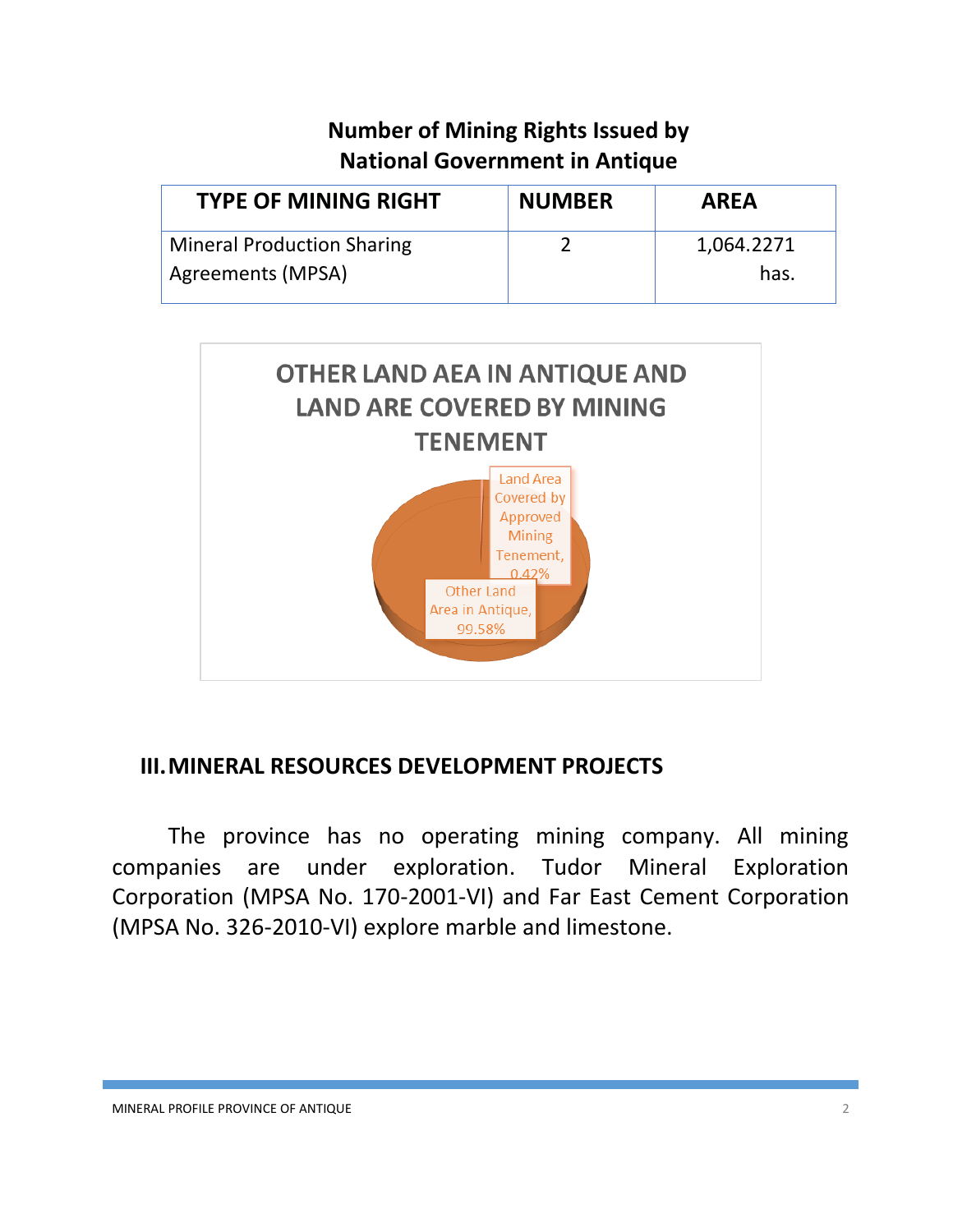**Number of Mining Rights Issued by National Government in Antique**

| TYPE OF MINING RIGHT | NUMBER | AREA |
|---|---|---|
| Mineral Production Sharing Agreements (MPSA) | 2 | 1,064.2271 has. |

OTHER LAND AEA IN ANTIQUE AND LAND ARE COVERED BY MINING TENEMENT

Land Area Covered by Approved Mining Tenement, 0.42%

Other Land Area in Antique, 99.58%

## III. MINERAL RESOURCES DEVELOPMENT PROJECTS

The province has no operating mining company. All mining companies are under exploration. Tudor Mineral Exploration Corporation (MPSA No. 170-2001-VI) and Far East Cement Corporation (MPSA No. 326-2010-VI) explore marble and limestone.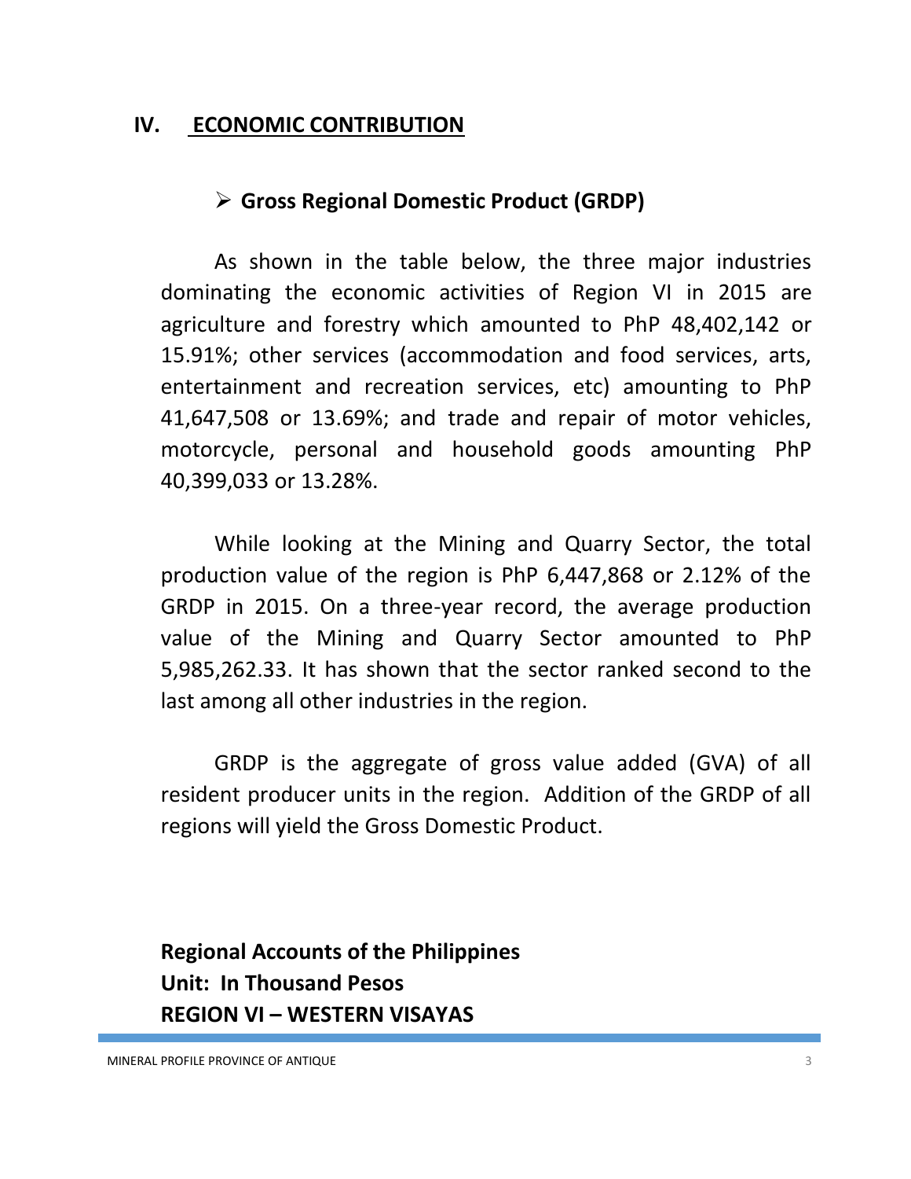## IV. ECONOMIC CONTRIBUTION

- **Gross Regional Domestic Product (GRDP)**

As shown in the table below, the three major industries dominating the economic activities of Region VI in 2015 are agriculture and forestry which amounted to PhP 48,402,142 or 15.91%; other services (accommodation and food services, arts, entertainment and recreation services, etc) amounting to PhP 41,647,508 or 13.69%; and trade and repair of motor vehicles, motorcycle, personal and household goods amounting PhP 40,399,033 or 13.28%.

While looking at the Mining and Quarry Sector, the total production value of the region is PhP 6,447,868 or 2.12% of the GRDP in 2015. On a three-year record, the average production value of the Mining and Quarry Sector amounted to PhP 5,985,262.33. It has shown that the sector ranked second to the last among all other industries in the region.

GRDP is the aggregate of gross value added (GVA) of all resident producer units in the region. Addition of the GRDP of all regions will yield the Gross Domestic Product.

**Regional Accounts of the Philippines**
**Unit: In Thousand Pesos**
**REGION VI – WESTERN VISAYAS**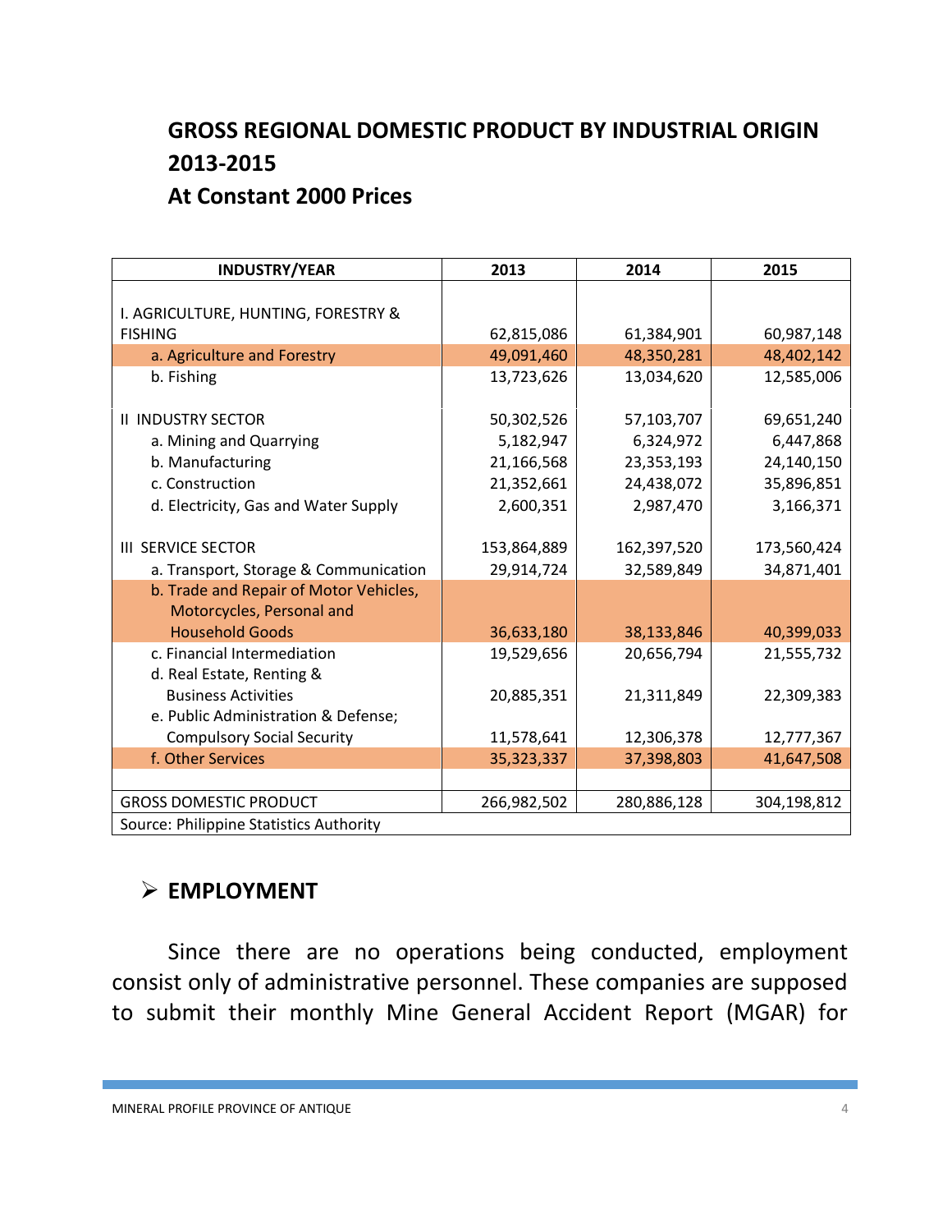## GROSS REGIONAL DOMESTIC PRODUCT BY INDUSTRIAL ORIGIN 2013-2015
## At Constant 2000 Prices

| INDUSTRY/YEAR | 2013 | 2014 | 2015 |
|---|---|---|---|
| I. AGRICULTURE, HUNTING, FORESTRY & FISHING | 62,815,086 | 61,384,901 | 60,987,148 |
| a. Agriculture and Forestry | 49,091,460 | 48,350,281 | 48,402,142 |
| b. Fishing | 13,723,626 | 13,034,620 | 12,585,006 |
| II INDUSTRY SECTOR | 50,302,526 | 57,103,707 | 69,651,240 |
| a. Mining and Quarrying | 5,182,947 | 6,324,972 | 6,447,868 |
| b. Manufacturing | 21,166,568 | 23,353,193 | 24,140,150 |
| c. Construction | 21,352,661 | 24,438,072 | 35,896,851 |
| d. Electricity, Gas and Water Supply | 2,600,351 | 2,987,470 | 3,166,371 |
| III SERVICE SECTOR | 153,864,889 | 162,397,520 | 173,560,424 |
| a. Transport, Storage & Communication | 29,914,724 | 32,589,849 | 34,871,401 |
| b. Trade and Repair of Motor Vehicles, Motorcycles, Personal and Household Goods | 36,633,180 | 38,133,846 | 40,399,033 |
| c. Financial Intermediation | 19,529,656 | 20,656,794 | 21,555,732 |
| d. Real Estate, Renting & Business Activities | 20,885,351 | 21,311,849 | 22,309,383 |
| e. Public Administration & Defense; Compulsory Social Security | 11,578,641 | 12,306,378 | 12,777,367 |
| f. Other Services | 35,323,337 | 37,398,803 | 41,647,508 |
| GROSS DOMESTIC PRODUCT | 266,982,502 | 280,886,128 | 304,198,812 |

Source: Philippine Statistics Authority

## ➢ EMPLOYMENT

Since there are no operations being conducted, employment consist only of administrative personnel. These companies are supposed to submit their monthly Mine General Accident Report (MGAR) for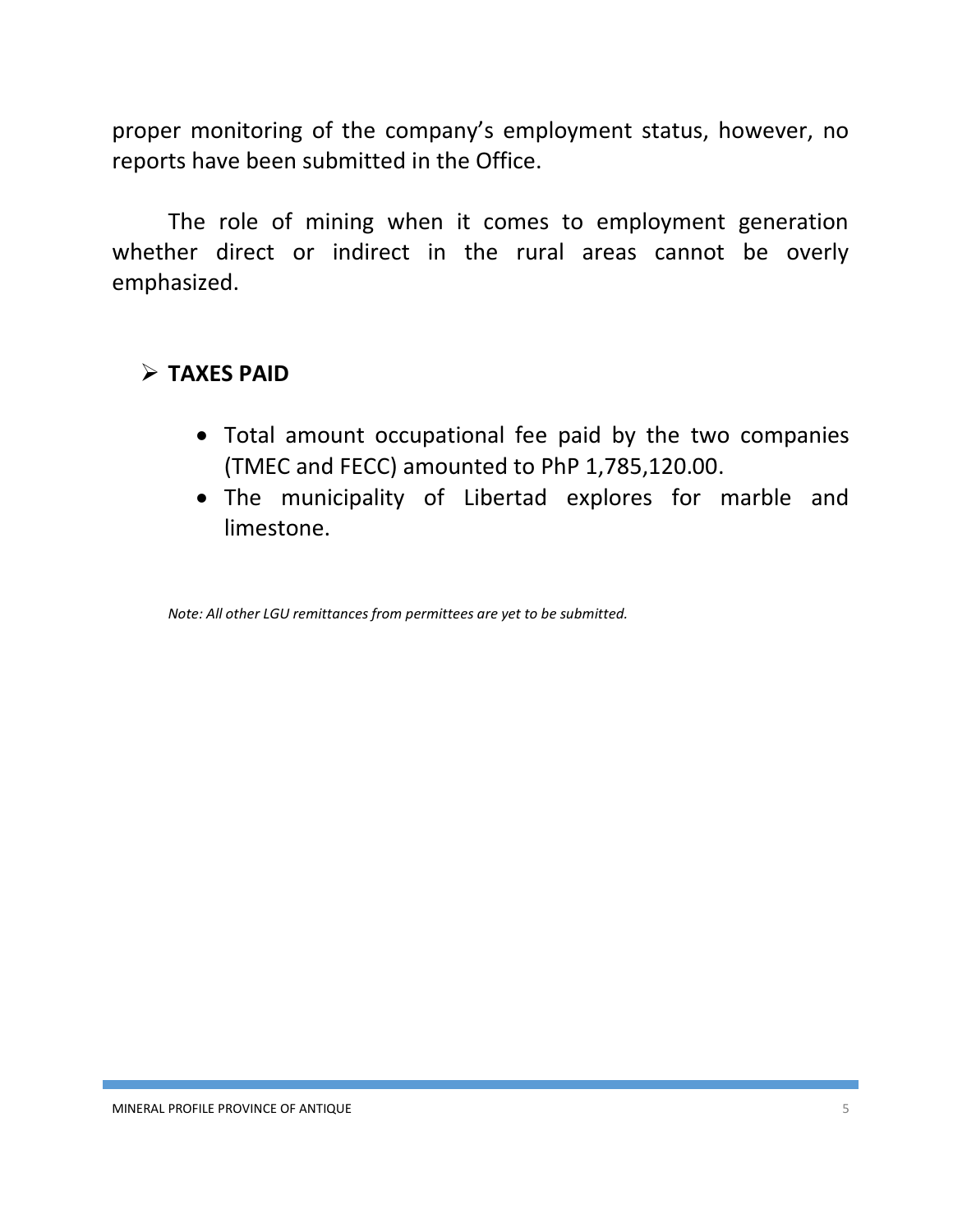proper monitoring of the company's employment status, however, no reports have been submitted in the Office.

The role of mining when it comes to employment generation whether direct or indirect in the rural areas cannot be overly emphasized.

## ➢ TAXES PAID

- Total amount occupational fee paid by the two companies (TMEC and FECC) amounted to PhP 1,785,120.00.
- The municipality of Libertad explores for marble and limestone.

*Note: All other LGU remittances from permittees are yet to be submitted.*